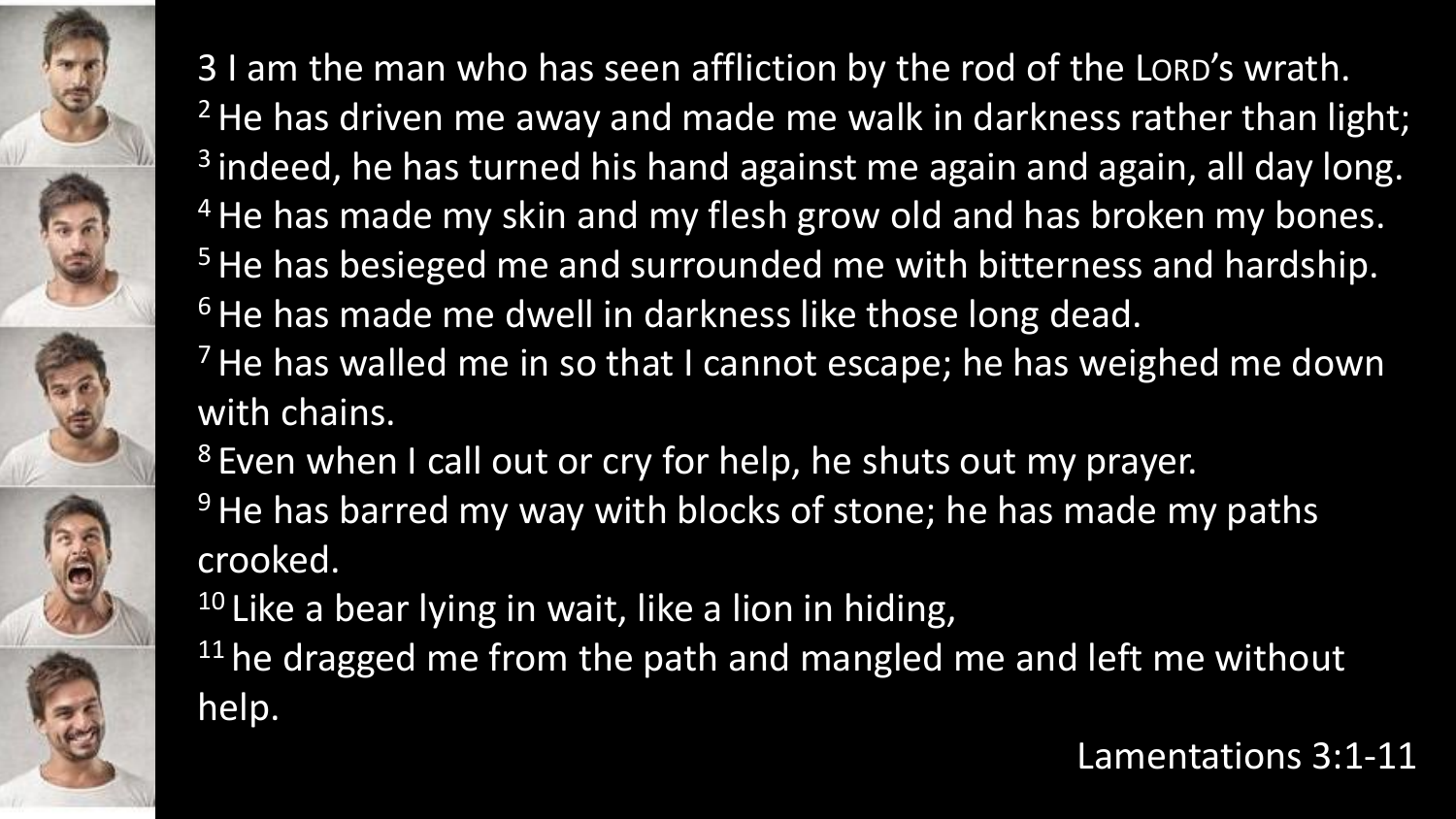3 I am the man who has seen affliction by the rod of the LORD's wrath.
[2] He has driven me away and made me walk in darkness rather than light;
[3] indeed, he has turned his hand against me again and again, all day long.
[4] He has made my skin and my flesh grow old and has broken my bones.
[5] He has besieged me and surrounded me with bitterness and hardship.
[6] He has made me dwell in darkness like those long dead.
[7] He has walled me in so that I cannot escape; he has weighed me down with chains.
[8] Even when I call out or cry for help, he shuts out my prayer.
[9] He has barred my way with blocks of stone; he has made my paths crooked.
[10] Like a bear lying in wait, like a lion in hiding,
[11] he dragged me from the path and mangled me and left me without help.

Lamentations 3:1-11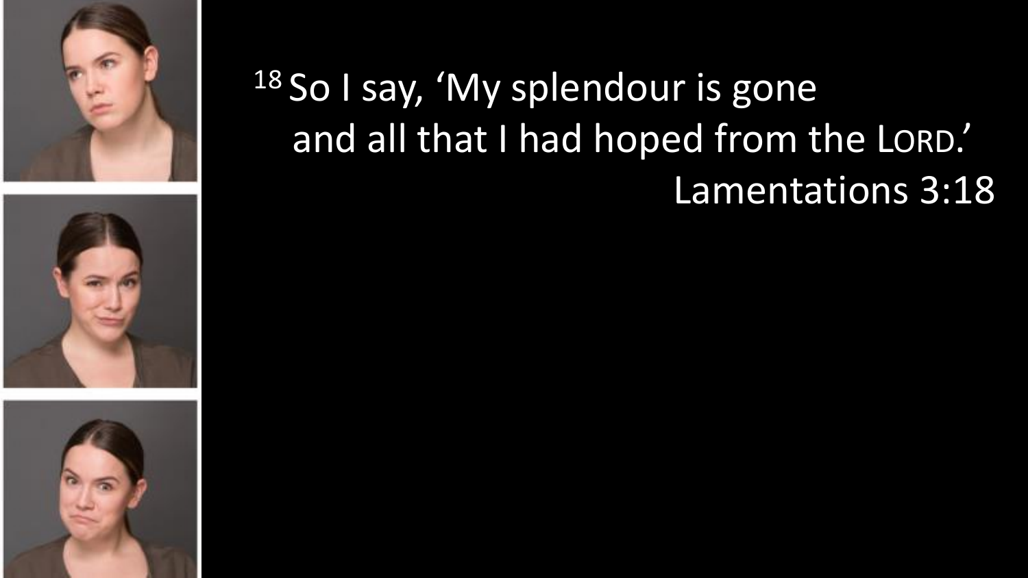[18] So I say, 'My splendour is gone
and all that I had hoped from the LORD.'

Lamentations 3:18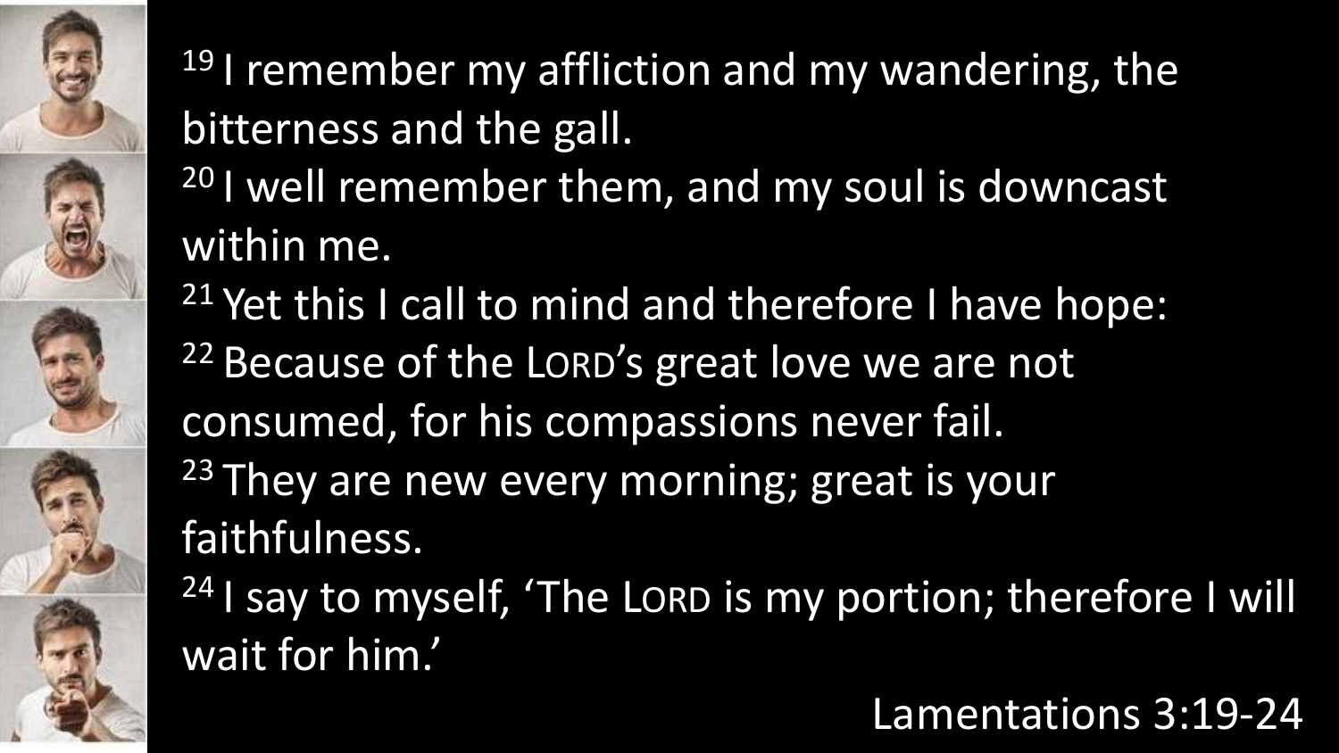[19] I remember my affliction and my wandering, the bitterness and the gall.
[20] I well remember them, and my soul is downcast within me.
[21] Yet this I call to mind and therefore I have hope:
[22] Because of the LORD's great love we are not consumed, for his compassions never fail.
[23] They are new every morning; great is your faithfulness.
[24] I say to myself, 'The LORD is my portion; therefore I will wait for him.'

Lamentations 3:19-24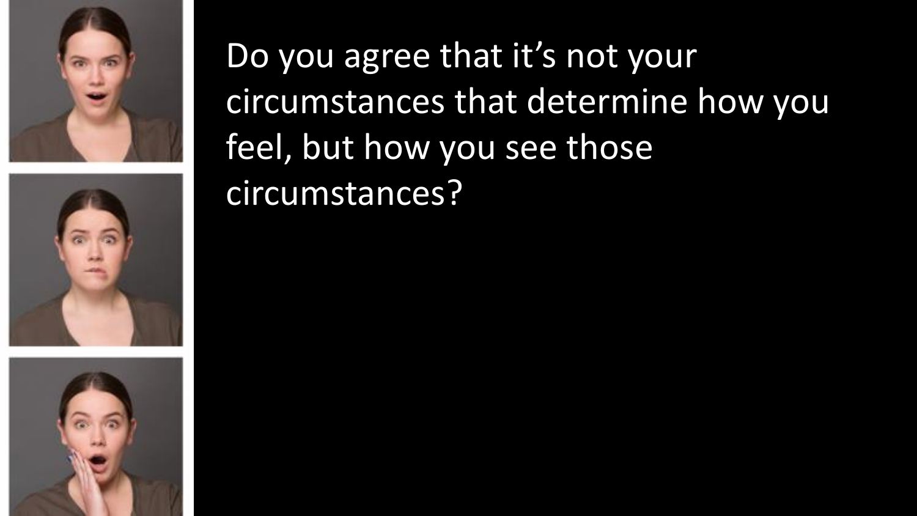Do you agree that it's not your circumstances that determine how you feel, but how you see those circumstances?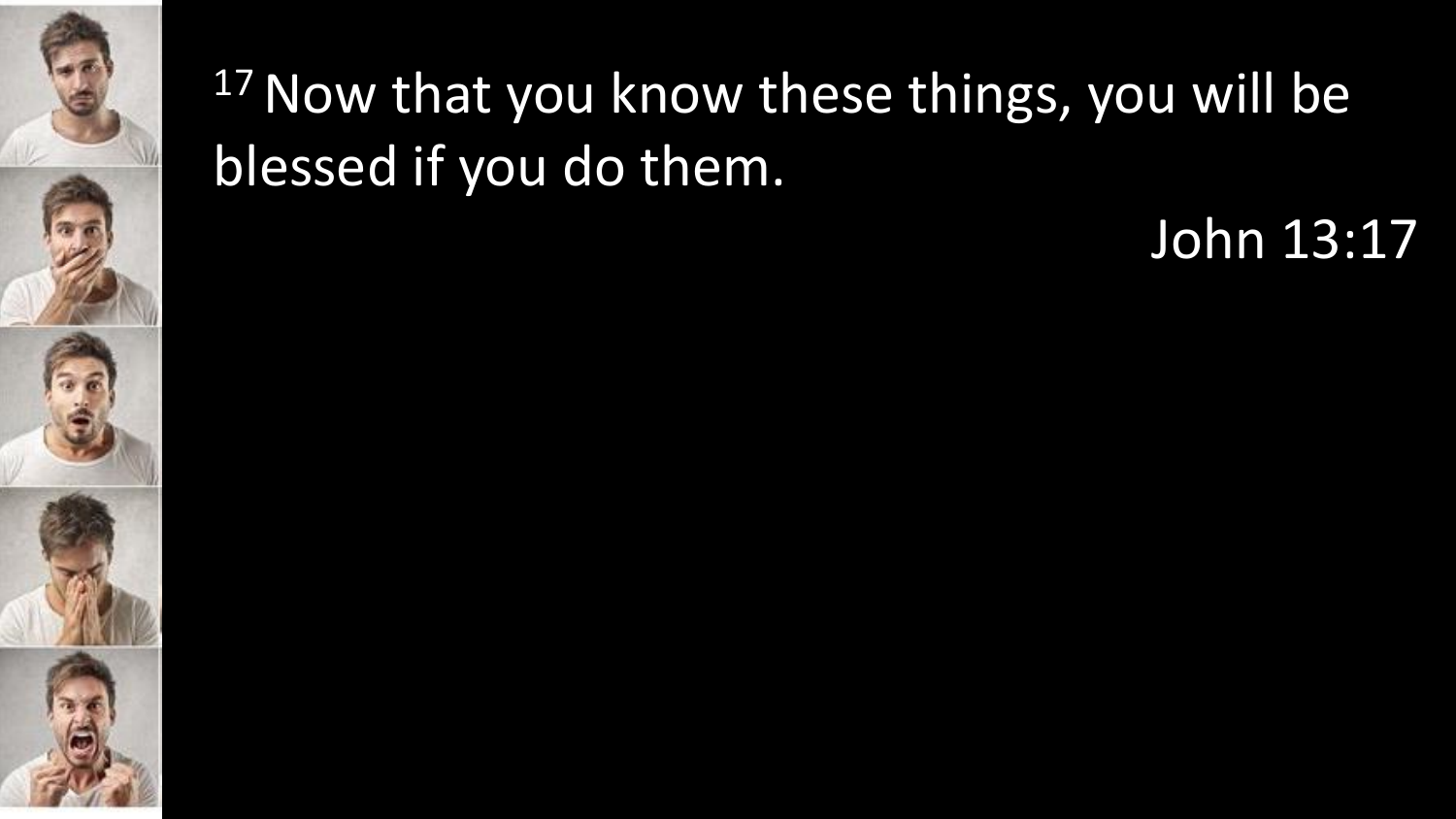[17] Now that you know these things, you will be blessed if you do them.

John 13:17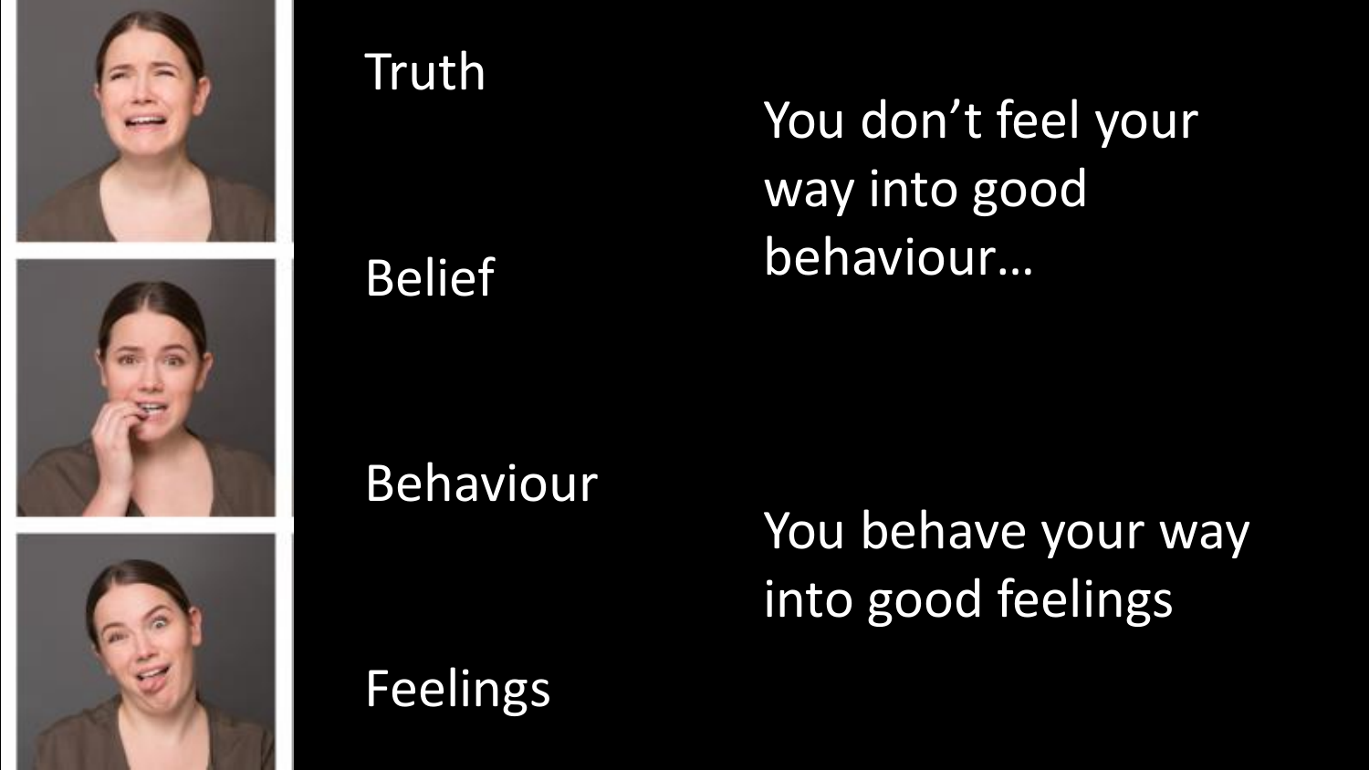Truth

Belief

Behaviour

Feelings

You don’t feel your way into good behaviour…

You behave your way into good feelings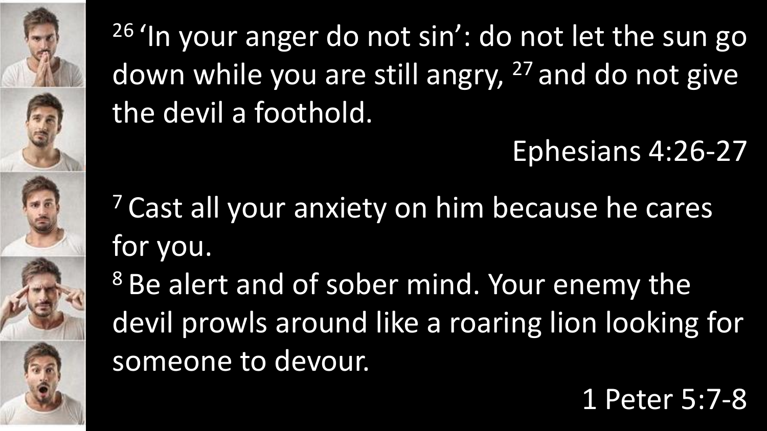[26] 'In your anger do not sin': do not let the sun go down while you are still angry, [27] and do not give the devil a foothold.

Ephesians 4:26-27

[7] Cast all your anxiety on him because he cares for you.

[8] Be alert and of sober mind. Your enemy the devil prowls around like a roaring lion looking for someone to devour.

1 Peter 5:7-8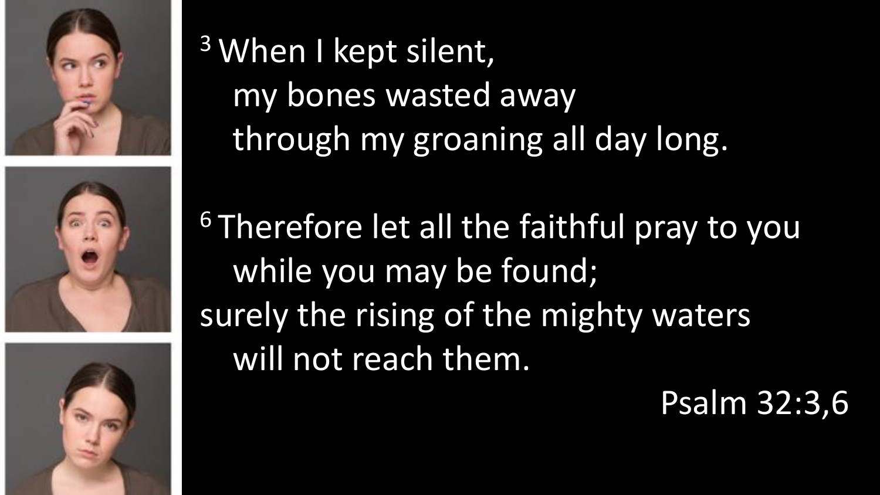[3] When I kept silent,
my bones wasted away
through my groaning all day long.

[6] Therefore let all the faithful pray to you
while you may be found;
surely the rising of the mighty waters
will not reach them.

Psalm 32:3,6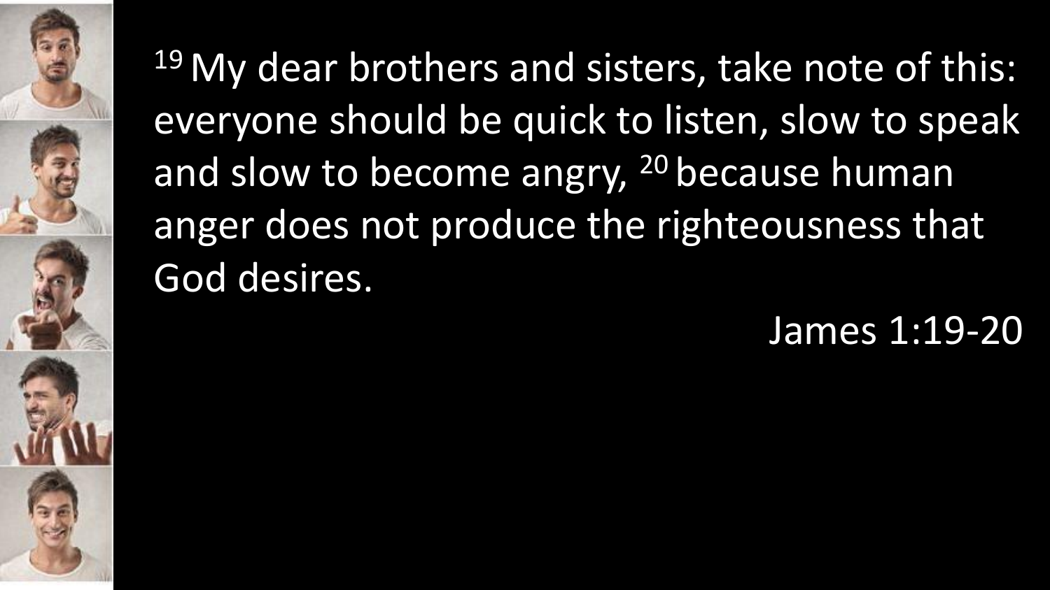[19] My dear brothers and sisters, take note of this: everyone should be quick to listen, slow to speak and slow to become angry, [20] because human anger does not produce the righteousness that God desires.

James 1:19-20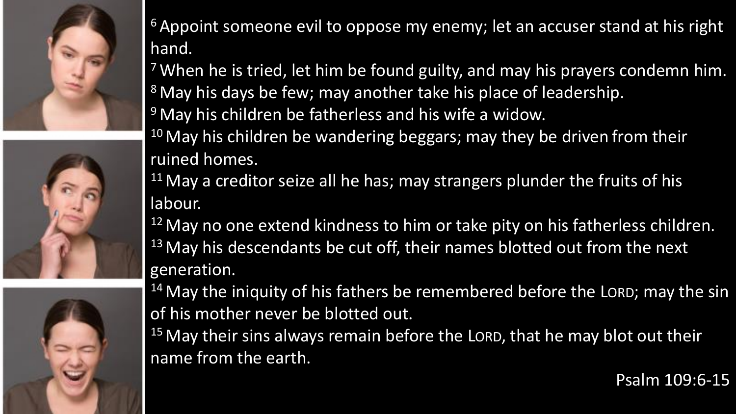[6] Appoint someone evil to oppose my enemy; let an accuser stand at his right hand.
[7] When he is tried, let him be found guilty, and may his prayers condemn him.
[8] May his days be few; may another take his place of leadership.
[9] May his children be fatherless and his wife a widow.
[10] May his children be wandering beggars; may they be driven from their ruined homes.
[11] May a creditor seize all he has; may strangers plunder the fruits of his labour.
[12] May no one extend kindness to him or take pity on his fatherless children.
[13] May his descendants be cut off, their names blotted out from the next generation.
[14] May the iniquity of his fathers be remembered before the LORD; may the sin of his mother never be blotted out.
[15] May their sins always remain before the LORD, that he may blot out their name from the earth.

Psalm 109:6-15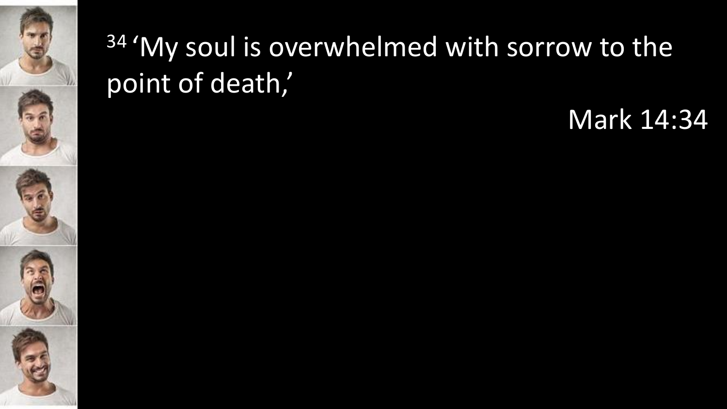[34] 'My soul is overwhelmed with sorrow to the point of death,'

Mark 14:34